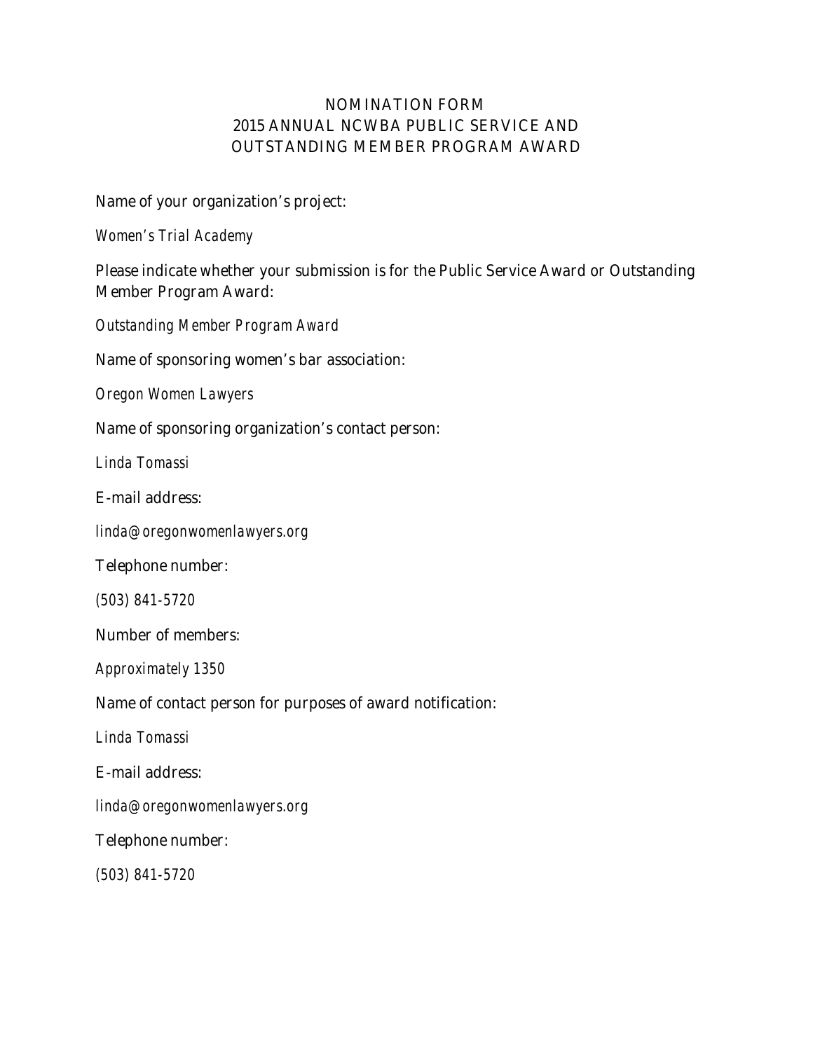# NOMINATION FORM
# 2015 ANNUAL NCWBA PUBLIC SERVICE AND OUTSTANDING MEMBER PROGRAM AWARD

Name of your organization's project:

*Women's Trial Academy*

Please indicate whether your submission is for the Public Service Award or Outstanding Member Program Award:

*Outstanding Member Program Award*

Name of sponsoring women's bar association:

*Oregon Women Lawyers*

Name of sponsoring organization's contact person:

*Linda Tomassi*

E-mail address:

*linda@oregonwomenlawyers.org*

Telephone number:

*(503) 841-5720*

Number of members:

*Approximately 1350*

Name of contact person for purposes of award notification:

*Linda Tomassi*

E-mail address:

*linda@oregonwomenlawyers.org*

Telephone number:

*(503) 841-5720*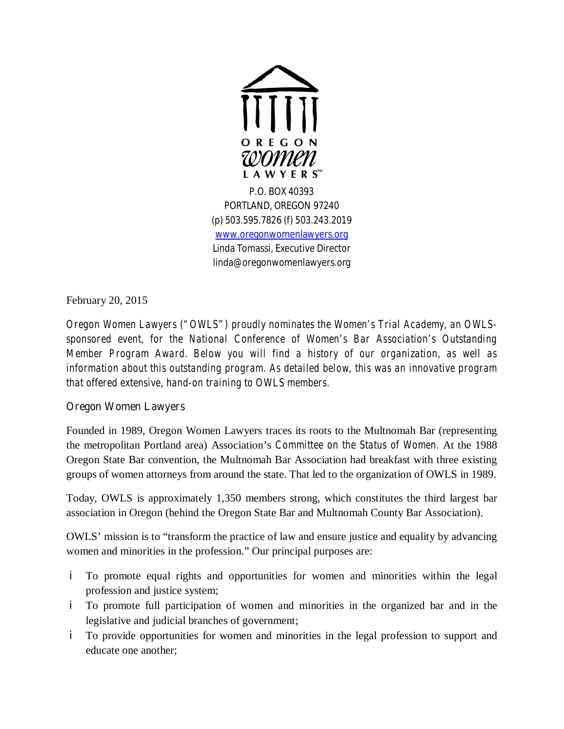OREGON
women
LAWYERS™

P.O. BOX 40393
PORTLAND, OREGON 97240
(p) 503.595.7826 (f) 503.243.2019
www.oregonwomenlawyers.org
Linda Tomassi, Executive Director
linda@oregonwomenlawyers.org

February 20, 2015

Oregon Women Lawyers ("OWLS") proudly nominates the Women's Trial Academy, an OWLS-sponsored event, for the National Conference of Women's Bar Association's Outstanding Member Program Award. Below you will find a history of our organization, as well as information about this outstanding program. As detailed below, this was an innovative program that offered extensive, hands-on training to OWLS members.

## Oregon Women Lawyers

Founded in 1989, Oregon Women Lawyers traces its roots to the Multnomah Bar (representing the metropolitan Portland area) Association's *Committee on the Status of Women.* At the 1988 Oregon State Bar convention, the Multnomah Bar Association had breakfast with three existing groups of women attorneys from around the state. That led to the organization of OWLS in 1989.

Today, OWLS is approximately 1,350 members strong, which constitutes the third largest bar association in Oregon (behind the Oregon State Bar and Multnomah County Bar Association).

OWLS' mission is to "transform the practice of law and ensure justice and equality by advancing women and minorities in the profession." Our principal purposes are:

- To promote equal rights and opportunities for women and minorities within the legal profession and justice system;
- To promote full participation of women and minorities in the organized bar and in the legislative and judicial branches of government;
- To provide opportunities for women and minorities in the legal profession to support and educate one another;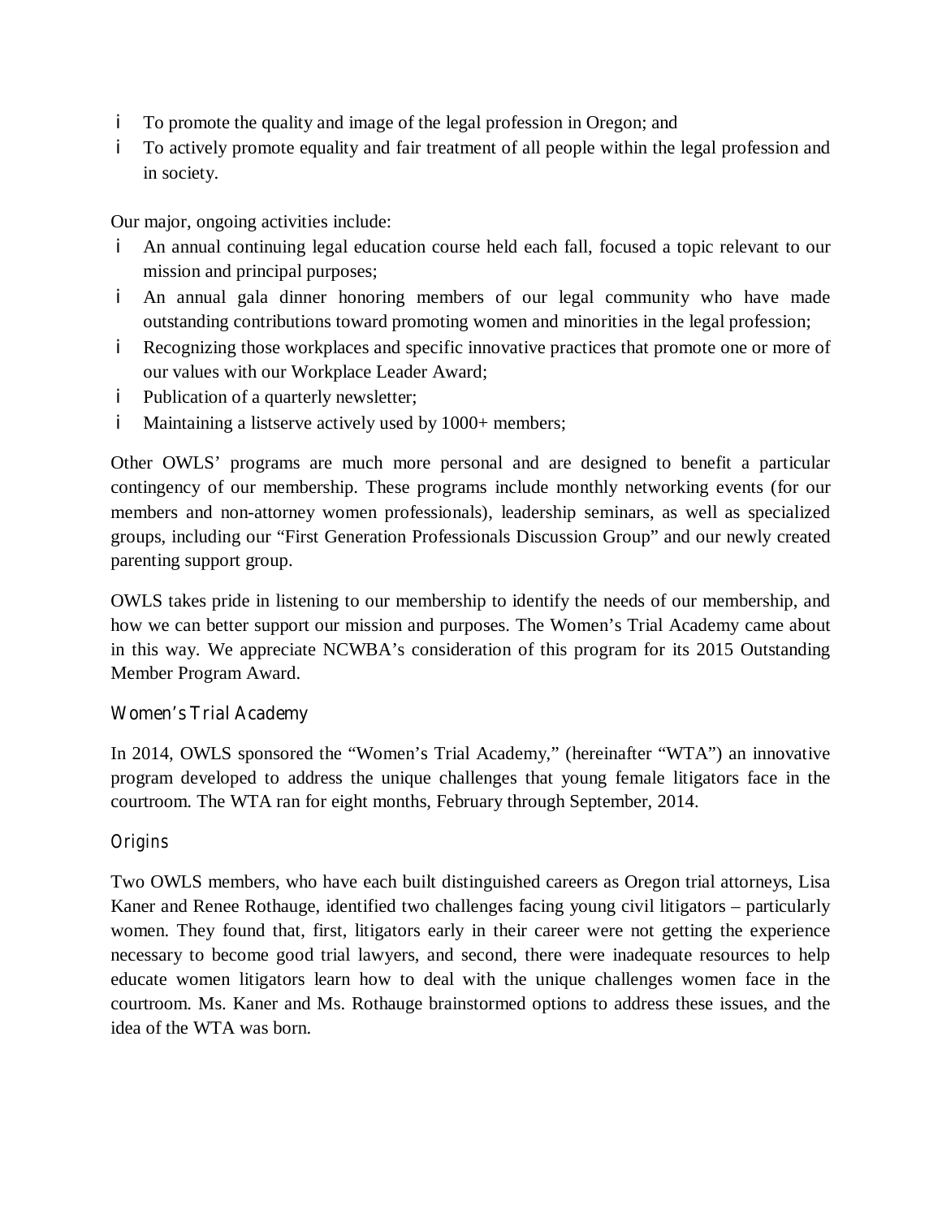- To promote the quality and image of the legal profession in Oregon; and
- To actively promote equality and fair treatment of all people within the legal profession and in society.

Our major, ongoing activities include:

- An annual continuing legal education course held each fall, focused a topic relevant to our mission and principal purposes;
- An annual gala dinner honoring members of our legal community who have made outstanding contributions toward promoting women and minorities in the legal profession;
- Recognizing those workplaces and specific innovative practices that promote one or more of our values with our Workplace Leader Award;
- Publication of a quarterly newsletter;
- Maintaining a listserve actively used by 1000+ members;

Other OWLS' programs are much more personal and are designed to benefit a particular contingency of our membership. These programs include monthly networking events (for our members and non-attorney women professionals), leadership seminars, as well as specialized groups, including our "First Generation Professionals Discussion Group" and our newly created parenting support group.

OWLS takes pride in listening to our membership to identify the needs of our membership, and how we can better support our mission and purposes. The Women's Trial Academy came about in this way. We appreciate NCWBA's consideration of this program for its 2015 Outstanding Member Program Award.

## Women's Trial Academy

In 2014, OWLS sponsored the "Women's Trial Academy," (hereinafter "WTA") an innovative program developed to address the unique challenges that young female litigators face in the courtroom. The WTA ran for eight months, February through September, 2014.

### Origins

Two OWLS members, who have each built distinguished careers as Oregon trial attorneys, Lisa Kaner and Renee Rothauge, identified two challenges facing young civil litigators – particularly women. They found that, first, litigators early in their career were not getting the experience necessary to become good trial lawyers, and second, there were inadequate resources to help educate women litigators learn how to deal with the unique challenges women face in the courtroom. Ms. Kaner and Ms. Rothauge brainstormed options to address these issues, and the idea of the WTA was born.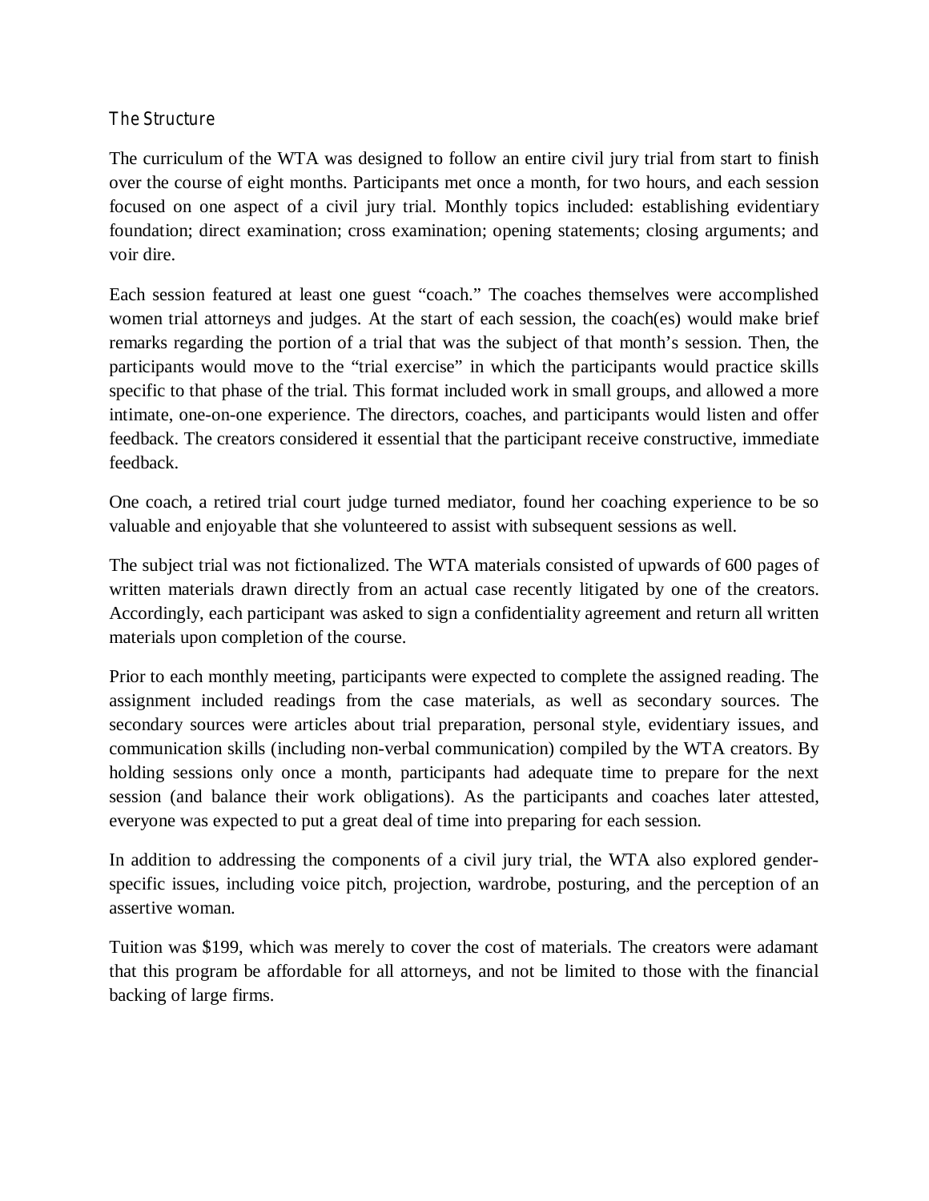## The Structure

The curriculum of the WTA was designed to follow an entire civil jury trial from start to finish over the course of eight months. Participants met once a month, for two hours, and each session focused on one aspect of a civil jury trial. Monthly topics included: establishing evidentiary foundation; direct examination; cross examination; opening statements; closing arguments; and voir dire.

Each session featured at least one guest "coach." The coaches themselves were accomplished women trial attorneys and judges. At the start of each session, the coach(es) would make brief remarks regarding the portion of a trial that was the subject of that month's session. Then, the participants would move to the "trial exercise" in which the participants would practice skills specific to that phase of the trial. This format included work in small groups, and allowed a more intimate, one-on-one experience. The directors, coaches, and participants would listen and offer feedback. The creators considered it essential that the participant receive constructive, immediate feedback.

One coach, a retired trial court judge turned mediator, found her coaching experience to be so valuable and enjoyable that she volunteered to assist with subsequent sessions as well.

The subject trial was not fictionalized. The WTA materials consisted of upwards of 600 pages of written materials drawn directly from an actual case recently litigated by one of the creators. Accordingly, each participant was asked to sign a confidentiality agreement and return all written materials upon completion of the course.

Prior to each monthly meeting, participants were expected to complete the assigned reading. The assignment included readings from the case materials, as well as secondary sources. The secondary sources were articles about trial preparation, personal style, evidentiary issues, and communication skills (including non-verbal communication) compiled by the WTA creators. By holding sessions only once a month, participants had adequate time to prepare for the next session (and balance their work obligations). As the participants and coaches later attested, everyone was expected to put a great deal of time into preparing for each session.

In addition to addressing the components of a civil jury trial, the WTA also explored gender-specific issues, including voice pitch, projection, wardrobe, posturing, and the perception of an assertive woman.

Tuition was $199, which was merely to cover the cost of materials. The creators were adamant that this program be affordable for all attorneys, and not be limited to those with the financial backing of large firms.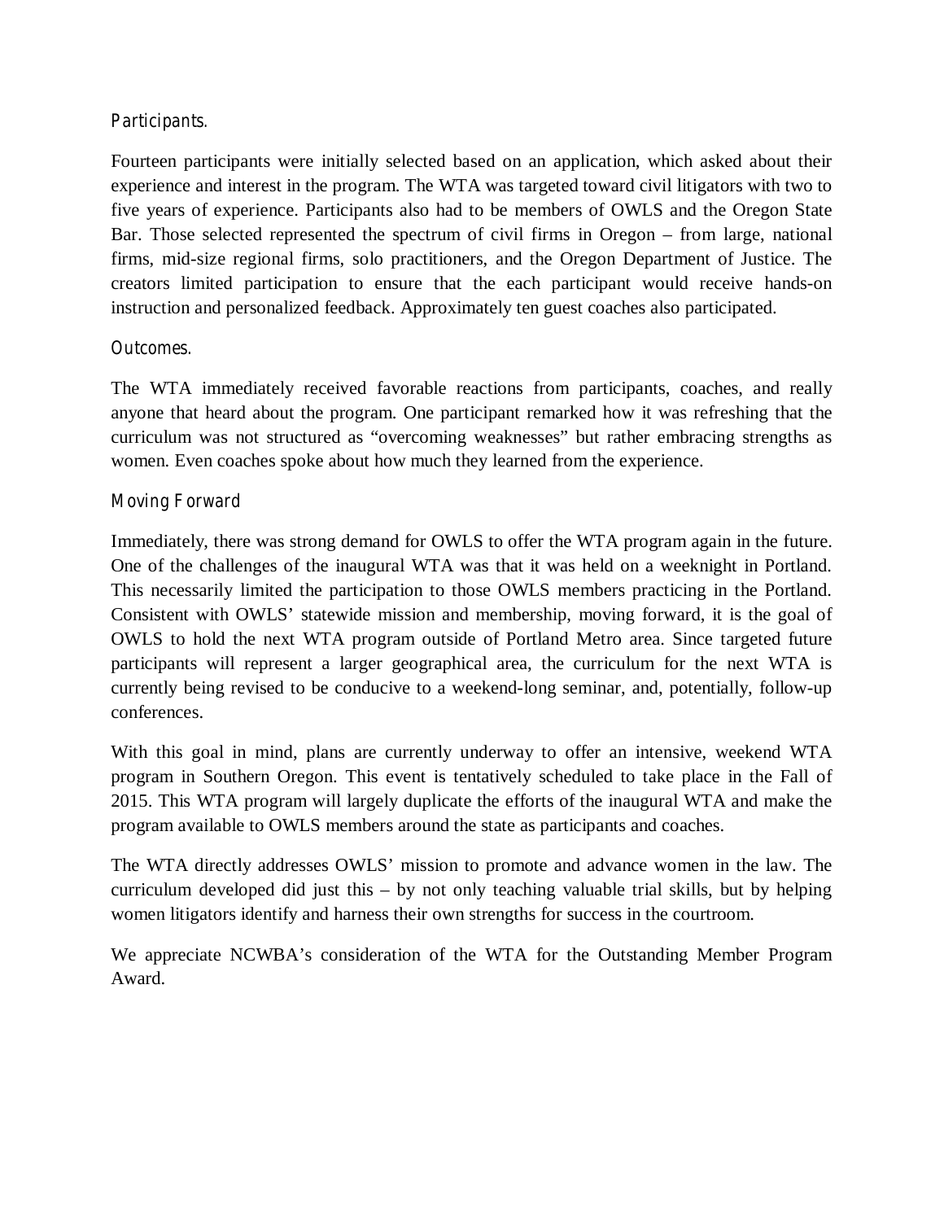### Participants.

Fourteen participants were initially selected based on an application, which asked about their experience and interest in the program. The WTA was targeted toward civil litigators with two to five years of experience. Participants also had to be members of OWLS and the Oregon State Bar. Those selected represented the spectrum of civil firms in Oregon – from large, national firms, mid-size regional firms, solo practitioners, and the Oregon Department of Justice. The creators limited participation to ensure that the each participant would receive hands-on instruction and personalized feedback. Approximately ten guest coaches also participated.

### Outcomes.

The WTA immediately received favorable reactions from participants, coaches, and really anyone that heard about the program. One participant remarked how it was refreshing that the curriculum was not structured as "overcoming weaknesses" but rather embracing strengths as women. Even coaches spoke about how much they learned from the experience.

### Moving Forward

Immediately, there was strong demand for OWLS to offer the WTA program again in the future. One of the challenges of the inaugural WTA was that it was held on a weeknight in Portland. This necessarily limited the participation to those OWLS members practicing in the Portland. Consistent with OWLS' statewide mission and membership, moving forward, it is the goal of OWLS to hold the next WTA program outside of Portland Metro area. Since targeted future participants will represent a larger geographical area, the curriculum for the next WTA is currently being revised to be conducive to a weekend-long seminar, and, potentially, follow-up conferences.

With this goal in mind, plans are currently underway to offer an intensive, weekend WTA program in Southern Oregon. This event is tentatively scheduled to take place in the Fall of 2015. This WTA program will largely duplicate the efforts of the inaugural WTA and make the program available to OWLS members around the state as participants and coaches.

The WTA directly addresses OWLS' mission to promote and advance women in the law. The curriculum developed did just this – by not only teaching valuable trial skills, but by helping women litigators identify and harness their own strengths for success in the courtroom.

We appreciate NCWBA's consideration of the WTA for the Outstanding Member Program Award.